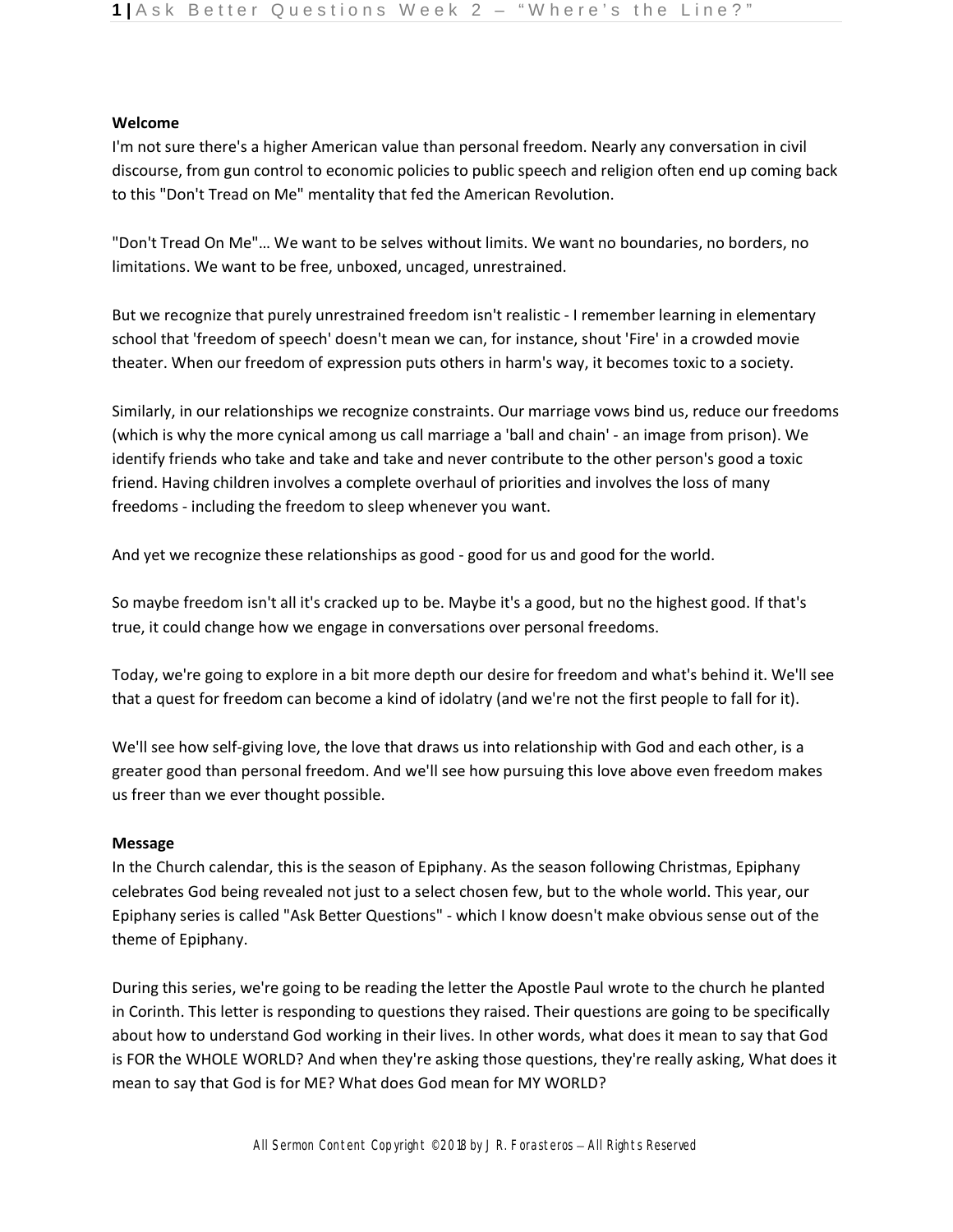**Welcome**

I'm not sure there's a higher American value than personal freedom. Nearly any conversation in civil discourse, from gun control to economic policies to public speech and religion often end up coming back to this "Don't Tread on Me" mentality that fed the American Revolution.

"Don't Tread On Me"... We want to be selves without limits. We want no boundaries, no borders, no limitations. We want to be free, unboxed, uncaged, unrestrained.

But we recognize that purely unrestrained freedom isn't realistic - I remember learning in elementary school that 'freedom of speech' doesn't mean we can, for instance, shout 'Fire' in a crowded movie theater. When our freedom of expression puts others in harm's way, it becomes toxic to a society.

Similarly, in our relationships we recognize constraints. Our marriage vows bind us, reduce our freedoms (which is why the more cynical among us call marriage a 'ball and chain' - an image from prison). We identify friends who take and take and take and never contribute to the other person's good a toxic friend. Having children involves a complete overhaul of priorities and involves the loss of many freedoms - including the freedom to sleep whenever you want.

And yet we recognize these relationships as good - good for us and good for the world.

So maybe freedom isn't all it's cracked up to be. Maybe it's a good, but no the highest good. If that's true, it could change how we engage in conversations over personal freedoms.

Today, we're going to explore in a bit more depth our desire for freedom and what's behind it. We'll see that a quest for freedom can become a kind of idolatry (and we're not the first people to fall for it).

We'll see how self-giving love, the love that draws us into relationship with God and each other, is a greater good than personal freedom. And we'll see how pursuing this love above even freedom makes us freer than we ever thought possible.

**Message**

In the Church calendar, this is the season of Epiphany. As the season following Christmas, Epiphany celebrates God being revealed not just to a select chosen few, but to the whole world. This year, our Epiphany series is called "Ask Better Questions" - which I know doesn't make obvious sense out of the theme of Epiphany.

During this series, we're going to be reading the letter the Apostle Paul wrote to the church he planted in Corinth. This letter is responding to questions they raised. Their questions are going to be specifically about how to understand God working in their lives. In other words, what does it mean to say that God is FOR the WHOLE WORLD? And when they're asking those questions, they're really asking, What does it mean to say that God is for ME? What does God mean for MY WORLD?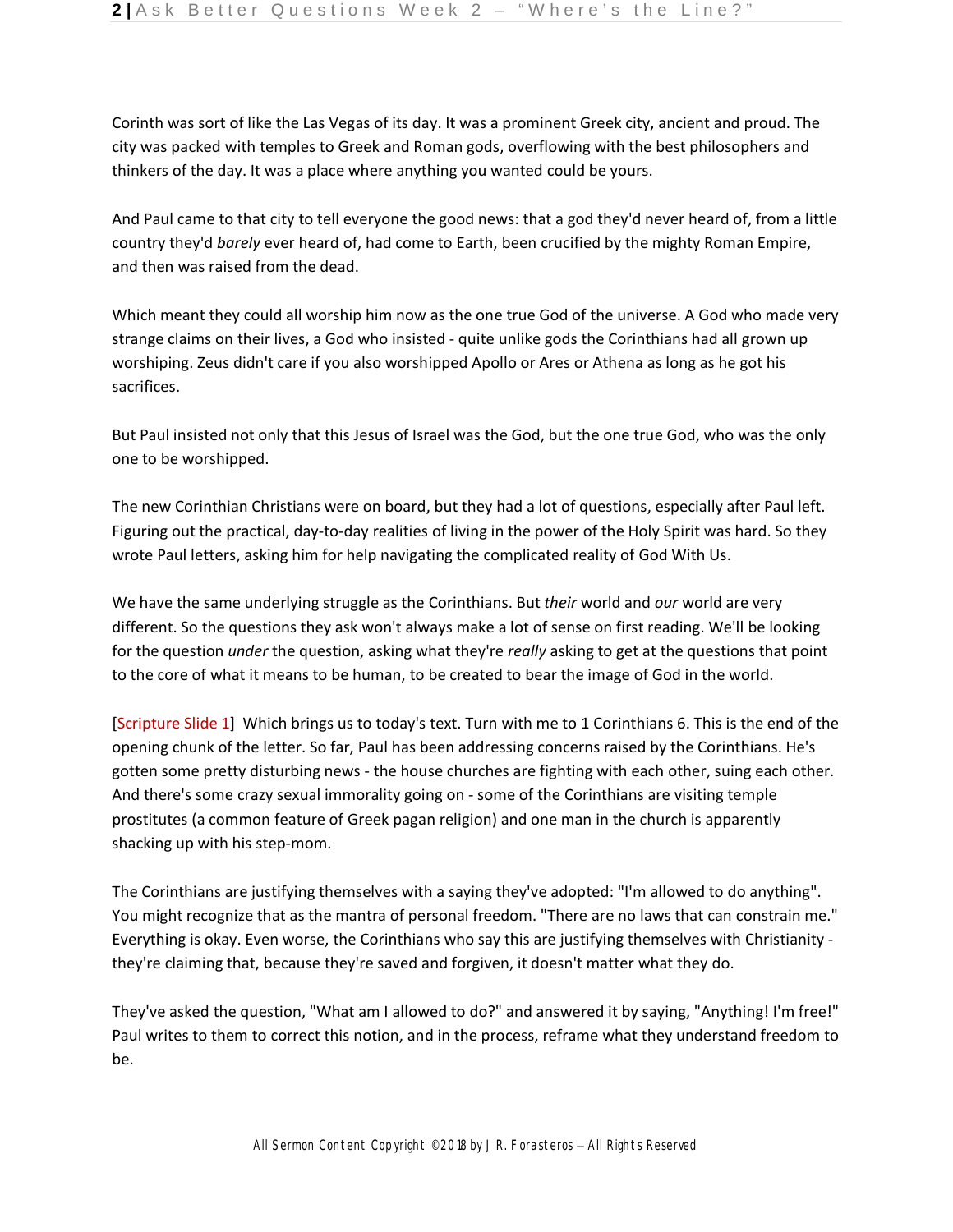Corinth was sort of like the Las Vegas of its day. It was a prominent Greek city, ancient and proud. The city was packed with temples to Greek and Roman gods, overflowing with the best philosophers and thinkers of the day. It was a place where anything you wanted could be yours.

And Paul came to that city to tell everyone the good news: that a god they'd never heard of, from a little country they'd *barely* ever heard of, had come to Earth, been crucified by the mighty Roman Empire, and then was raised from the dead.

Which meant they could all worship him now as the one true God of the universe. A God who made very strange claims on their lives, a God who insisted - quite unlike gods the Corinthians had all grown up worshiping. Zeus didn't care if you also worshipped Apollo or Ares or Athena as long as he got his sacrifices.

But Paul insisted not only that this Jesus of Israel was the God, but the one true God, who was the only one to be worshipped.

The new Corinthian Christians were on board, but they had a lot of questions, especially after Paul left. Figuring out the practical, day-to-day realities of living in the power of the Holy Spirit was hard. So they wrote Paul letters, asking him for help navigating the complicated reality of God With Us.

We have the same underlying struggle as the Corinthians. But *their* world and *our* world are very different. So the questions they ask won't always make a lot of sense on first reading. We'll be looking for the question *under* the question, asking what they're *really* asking to get at the questions that point to the core of what it means to be human, to be created to bear the image of God in the world.

[Scripture Slide 1] Which brings us to today's text. Turn with me to 1 Corinthians 6. This is the end of the opening chunk of the letter. So far, Paul has been addressing concerns raised by the Corinthians. He's gotten some pretty disturbing news - the house churches are fighting with each other, suing each other. And there's some crazy sexual immorality going on - some of the Corinthians are visiting temple prostitutes (a common feature of Greek pagan religion) and one man in the church is apparently shacking up with his step-mom.

The Corinthians are justifying themselves with a saying they've adopted: "I'm allowed to do anything". You might recognize that as the mantra of personal freedom. "There are no laws that can constrain me." Everything is okay. Even worse, the Corinthians who say this are justifying themselves with Christianity - they're claiming that, because they're saved and forgiven, it doesn't matter what they do.

They've asked the question, "What am I allowed to do?" and answered it by saying, "Anything! I'm free!" Paul writes to them to correct this notion, and in the process, reframe what they understand freedom to be.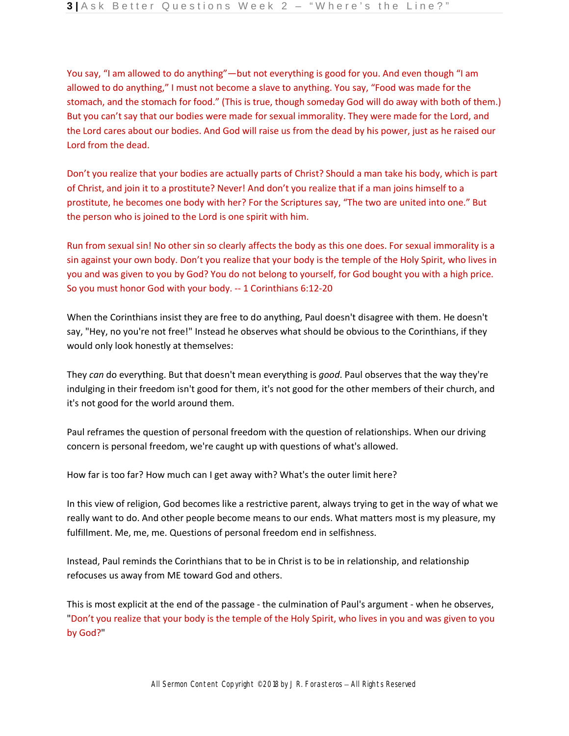You say, “I am allowed to do anything”—but not everything is good for you. And even though “I am allowed to do anything,” I must not become a slave to anything. You say, “Food was made for the stomach, and the stomach for food.” (This is true, though someday God will do away with both of them.) But you can’t say that our bodies were made for sexual immorality. They were made for the Lord, and the Lord cares about our bodies. And God will raise us from the dead by his power, just as he raised our Lord from the dead.

Don’t you realize that your bodies are actually parts of Christ? Should a man take his body, which is part of Christ, and join it to a prostitute? Never! And don’t you realize that if a man joins himself to a prostitute, he becomes one body with her? For the Scriptures say, “The two are united into one.” But the person who is joined to the Lord is one spirit with him.

Run from sexual sin! No other sin so clearly affects the body as this one does. For sexual immorality is a sin against your own body. Don’t you realize that your body is the temple of the Holy Spirit, who lives in you and was given to you by God? You do not belong to yourself, for God bought you with a high price. So you must honor God with your body. -- 1 Corinthians 6:12-20

When the Corinthians insist they are free to do anything, Paul doesn't disagree with them. He doesn't say, "Hey, no you're not free!" Instead he observes what should be obvious to the Corinthians, if they would only look honestly at themselves:

They *can* do everything. But that doesn't mean everything is *good*. Paul observes that the way they're indulging in their freedom isn't good for them, it's not good for the other members of their church, and it's not good for the world around them.

Paul reframes the question of personal freedom with the question of relationships. When our driving concern is personal freedom, we're caught up with questions of what's allowed.

How far is too far? How much can I get away with? What's the outer limit here?

In this view of religion, God becomes like a restrictive parent, always trying to get in the way of what we really want to do. And other people become means to our ends. What matters most is my pleasure, my fulfillment. Me, me, me. Questions of personal freedom end in selfishness.

Instead, Paul reminds the Corinthians that to be in Christ is to be in relationship, and relationship refocuses us away from ME toward God and others.

This is most explicit at the end of the passage - the culmination of Paul's argument - when he observes, "Don’t you realize that your body is the temple of the Holy Spirit, who lives in you and was given to you by God?"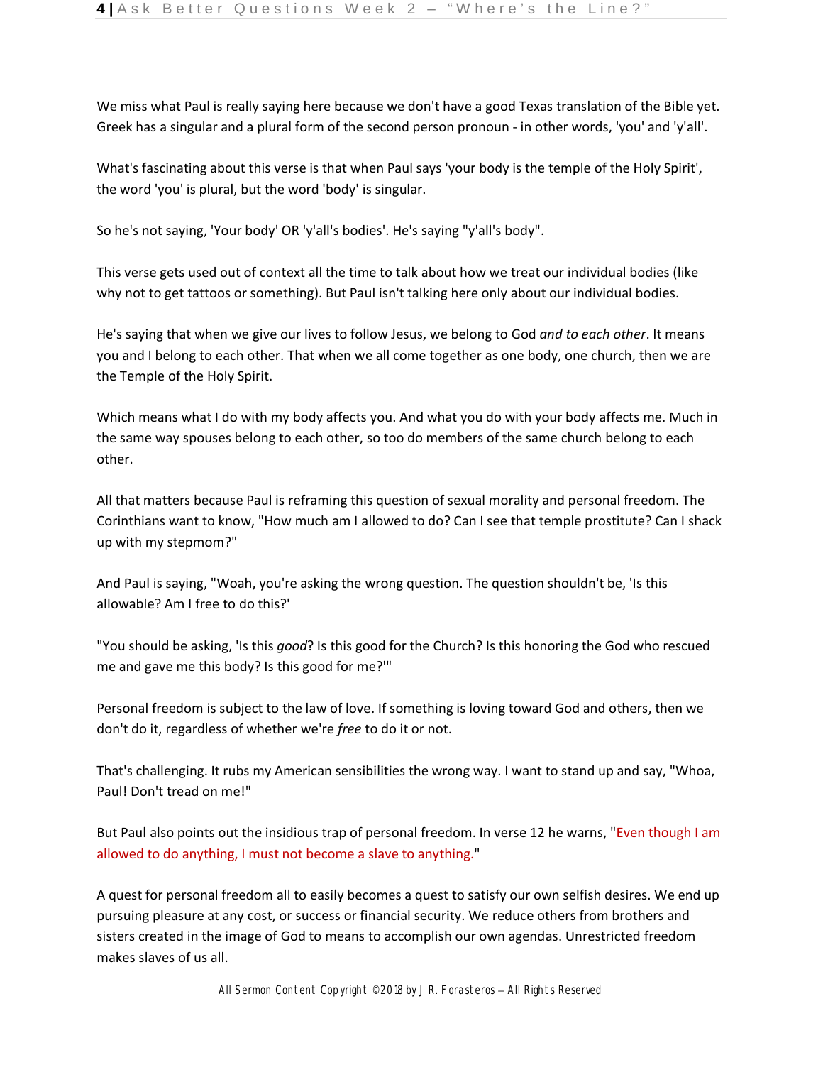We miss what Paul is really saying here because we don't have a good Texas translation of the Bible yet. Greek has a singular and a plural form of the second person pronoun - in other words, 'you' and 'y'all'.

What's fascinating about this verse is that when Paul says 'your body is the temple of the Holy Spirit', the word 'you' is plural, but the word 'body' is singular.

So he's not saying, 'Your body' OR 'y'all's bodies'. He's saying "y'all's body".

This verse gets used out of context all the time to talk about how we treat our individual bodies (like why not to get tattoos or something). But Paul isn't talking here only about our individual bodies.

He's saying that when we give our lives to follow Jesus, we belong to God *and to each other*. It means you and I belong to each other. That when we all come together as one body, one church, then we are the Temple of the Holy Spirit.

Which means what I do with my body affects you. And what you do with your body affects me. Much in the same way spouses belong to each other, so too do members of the same church belong to each other.

All that matters because Paul is reframing this question of sexual morality and personal freedom. The Corinthians want to know, "How much am I allowed to do? Can I see that temple prostitute? Can I shack up with my stepmom?"

And Paul is saying, "Woah, you're asking the wrong question. The question shouldn't be, 'Is this allowable? Am I free to do this?'

"You should be asking, 'Is this *good*? Is this good for the Church? Is this honoring the God who rescued me and gave me this body? Is this good for me?'"

Personal freedom is subject to the law of love. If something is loving toward God and others, then we don't do it, regardless of whether we're *free* to do it or not.

That's challenging. It rubs my American sensibilities the wrong way. I want to stand up and say, "Whoa, Paul! Don't tread on me!"

But Paul also points out the insidious trap of personal freedom. In verse 12 he warns, "Even though I am allowed to do anything, I must not become a slave to anything."

A quest for personal freedom all to easily becomes a quest to satisfy our own selfish desires. We end up pursuing pleasure at any cost, or success or financial security. We reduce others from brothers and sisters created in the image of God to means to accomplish our own agendas. Unrestricted freedom makes slaves of us all.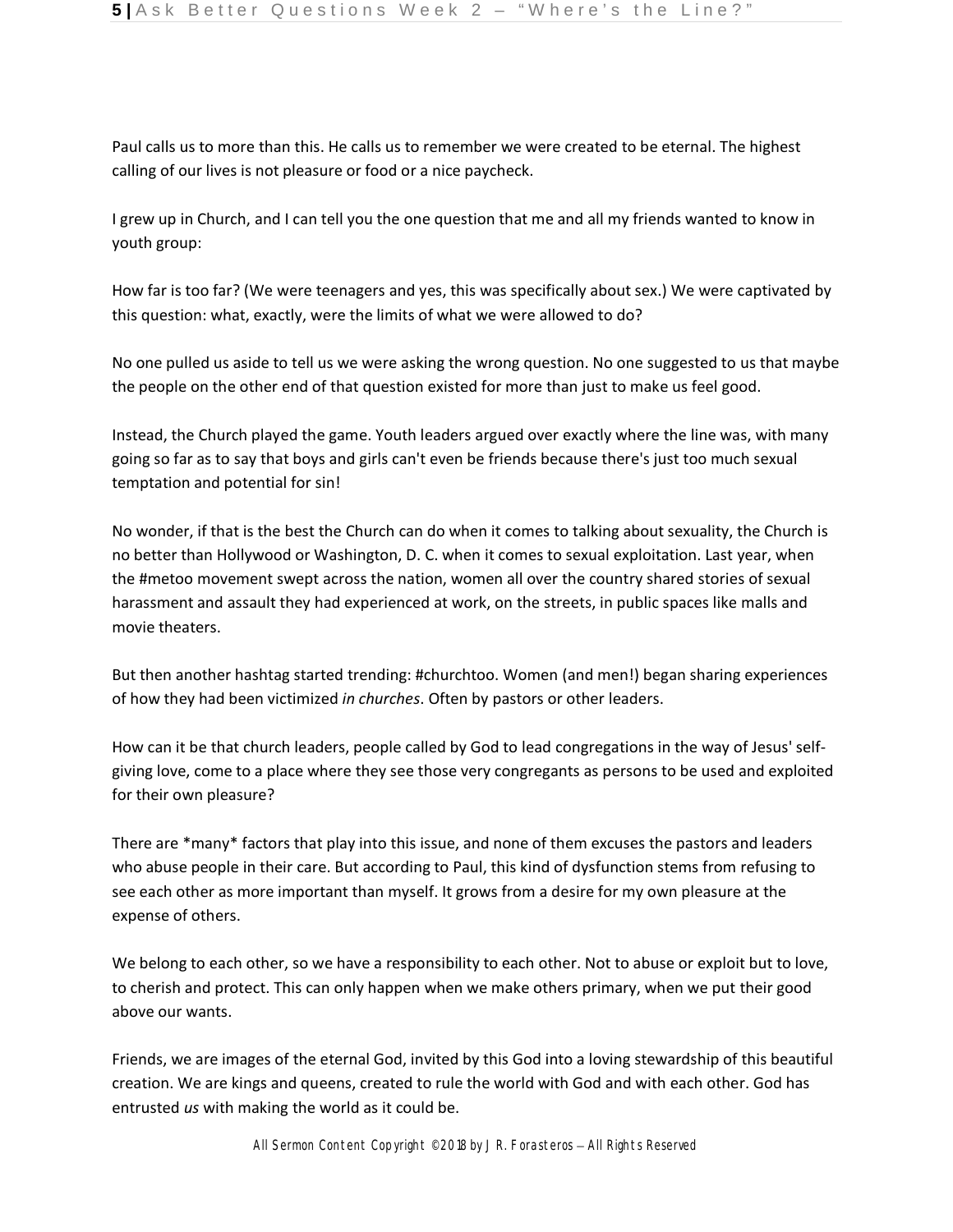Paul calls us to more than this. He calls us to remember we were created to be eternal. The highest calling of our lives is not pleasure or food or a nice paycheck.

I grew up in Church, and I can tell you the one question that me and all my friends wanted to know in youth group:

How far is too far? (We were teenagers and yes, this was specifically about sex.) We were captivated by this question: what, exactly, were the limits of what we were allowed to do?

No one pulled us aside to tell us we were asking the wrong question. No one suggested to us that maybe the people on the other end of that question existed for more than just to make us feel good.

Instead, the Church played the game. Youth leaders argued over exactly where the line was, with many going so far as to say that boys and girls can't even be friends because there's just too much sexual temptation and potential for sin!

No wonder, if that is the best the Church can do when it comes to talking about sexuality, the Church is no better than Hollywood or Washington, D. C. when it comes to sexual exploitation. Last year, when the #metoo movement swept across the nation, women all over the country shared stories of sexual harassment and assault they had experienced at work, on the streets, in public spaces like malls and movie theaters.

But then another hashtag started trending: #churchtoo. Women (and men!) began sharing experiences of how they had been victimized *in churches*. Often by pastors or other leaders.

How can it be that church leaders, people called by God to lead congregations in the way of Jesus' self-giving love, come to a place where they see those very congregants as persons to be used and exploited for their own pleasure?

There are *many* factors that play into this issue, and none of them excuses the pastors and leaders who abuse people in their care. But according to Paul, this kind of dysfunction stems from refusing to see each other as more important than myself. It grows from a desire for my own pleasure at the expense of others.

We belong to each other, so we have a responsibility to each other. Not to abuse or exploit but to love, to cherish and protect. This can only happen when we make others primary, when we put their good above our wants.

Friends, we are images of the eternal God, invited by this God into a loving stewardship of this beautiful creation. We are kings and queens, created to rule the world with God and with each other. God has entrusted *us* with making the world as it could be.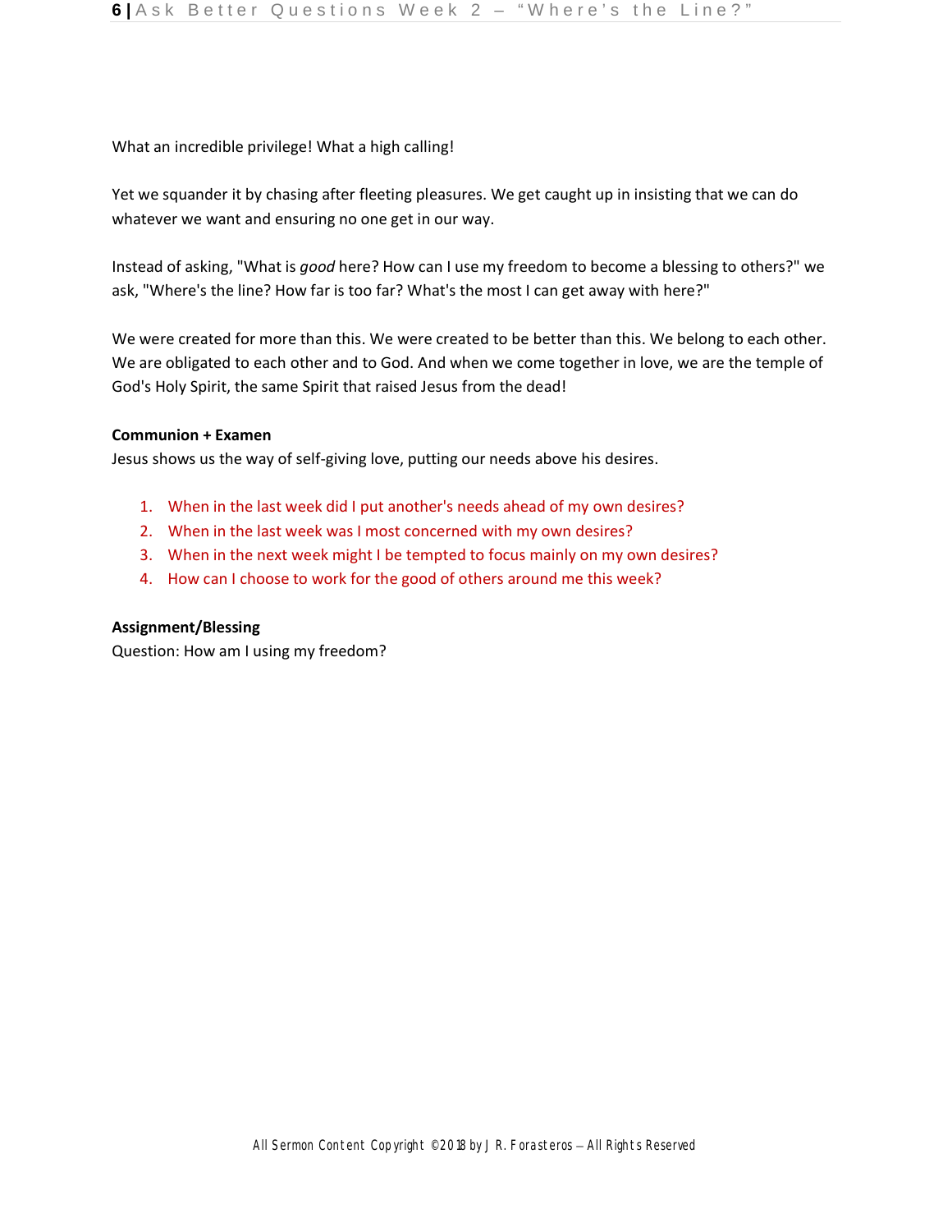What an incredible privilege! What a high calling!

Yet we squander it by chasing after fleeting pleasures. We get caught up in insisting that we can do whatever we want and ensuring no one get in our way.

Instead of asking, "What is *good* here? How can I use my freedom to become a blessing to others?" we ask, "Where's the line? How far is too far? What's the most I can get away with here?"

We were created for more than this. We were created to be better than this. We belong to each other. We are obligated to each other and to God. And when we come together in love, we are the temple of God's Holy Spirit, the same Spirit that raised Jesus from the dead!

**Communion + Examen**
Jesus shows us the way of self-giving love, putting our needs above his desires.

1. When in the last week did I put another's needs ahead of my own desires?
2. When in the last week was I most concerned with my own desires?
3. When in the next week might I be tempted to focus mainly on my own desires?
4. How can I choose to work for the good of others around me this week?

**Assignment/Blessing**
Question: How am I using my freedom?